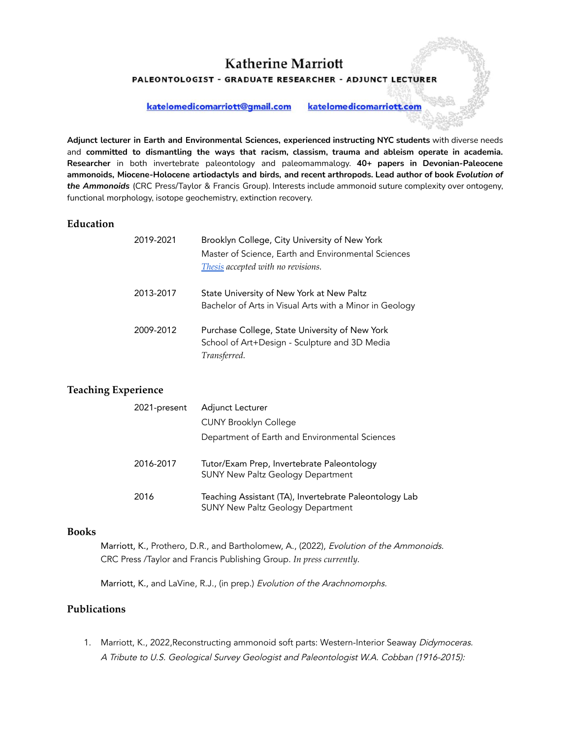# Katherine Marriott

**PALEONTOLOGIST - GRADUATE RESEARCHER - ADJUNCT LECTURER**

katelomedicomarriott@gmail.com    katelomedicomarriott.com

**Adjunct lecturer in Earth and Environmental Sciences, experienced instructing NYC students** with diverse needs and **committed to dismantling the ways that racism, classism, trauma and ableism operate in academia. Researcher** in both invertebrate paleontology and paleomammalogy. **40+ papers in Devonian-Paleocene ammonoids, Miocene-Holocene artiodactyls and birds, and recent arthropods. Lead author of book *Evolution of the Ammonoids*** (CRC Press/Taylor & Francis Group). Interests include ammonoid suture complexity over ontogeny, functional morphology, isotope geochemistry, extinction recovery.

## Education

2019-2021
Brooklyn College, City University of New York
Master of Science, Earth and Environmental Sciences
*Thesis accepted with no revisions.*

2013-2017
State University of New York at New Paltz
Bachelor of Arts in Visual Arts with a Minor in Geology

2009-2012
Purchase College, State University of New York
School of Art+Design - Sculpture and 3D Media
*Transferred.*

## Teaching Experience

2021-present
Adjunct Lecturer
CUNY Brooklyn College
Department of Earth and Environmental Sciences

2016-2017
Tutor/Exam Prep, Invertebrate Paleontology
SUNY New Paltz Geology Department

2016
Teaching Assistant (TA), Invertebrate Paleontology Lab
SUNY New Paltz Geology Department

## Books

Marriott, K., Prothero, D.R., and Bartholomew, A., (2022), *Evolution of the Ammonoids.* CRC Press /Taylor and Francis Publishing Group. *In press currently.*

Marriott, K., and LaVine, R.J., (in prep.) *Evolution of the Arachnomorphs.*

## Publications

1. Marriott, K., 2022,Reconstructing ammonoid soft parts: Western-Interior Seaway *Didymoceras. A Tribute to U.S. Geological Survey Geologist and Paleontologist W.A. Cobban (1916-2015):*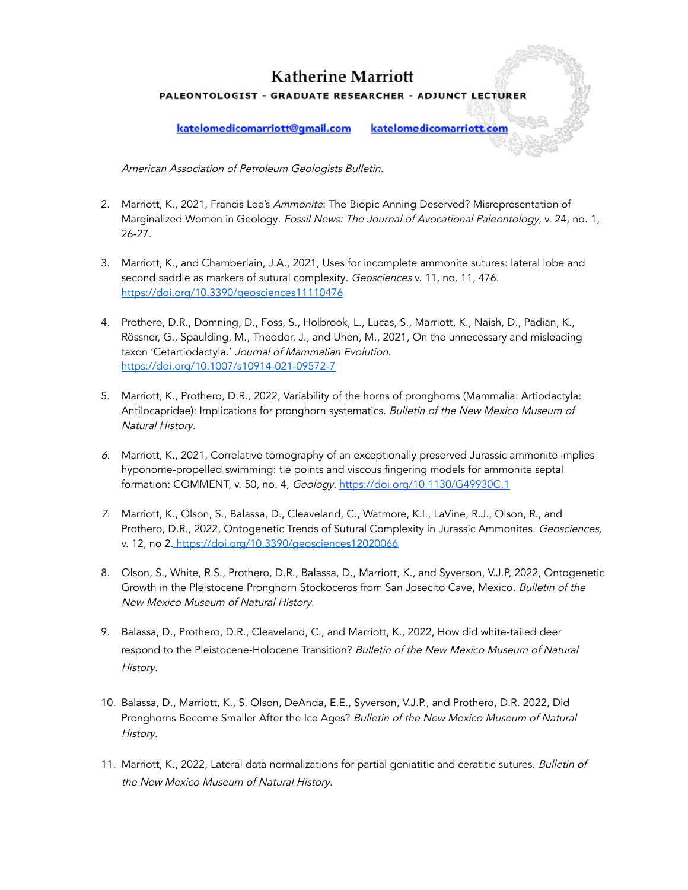*American Association of Petroleum Geologists Bulletin.*

2. Marriott, K., 2021, Francis Lee's *Ammonite*: The Biopic Anning Deserved? Misrepresentation of Marginalized Women in Geology. *Fossil News: The Journal of Avocational Paleontology*, v. 24, no. 1, 26-27.

3. Marriott, K., and Chamberlain, J.A., 2021, Uses for incomplete ammonite sutures: lateral lobe and second saddle as markers of sutural complexity. *Geosciences* v. 11, no. 11, 476. https://doi.org/10.3390/geosciences11110476

4. Prothero, D.R., Domning, D., Foss, S., Holbrook, L., Lucas, S., Marriott, K., Naish, D., Padian, K., Rössner, G., Spaulding, M., Theodor, J., and Uhen, M., 2021, On the unnecessary and misleading taxon 'Cetartiodactyla.' *Journal of Mammalian Evolution.* https://doi.org/10.1007/s10914-021-09572-7

5. Marriott, K., Prothero, D.R., 2022, Variability of the horns of pronghorns (Mammalia: Artiodactyla: Antilocapridae): Implications for pronghorn systematics. *Bulletin of the New Mexico Museum of Natural History.*

6. Marriott, K., 2021, Correlative tomography of an exceptionally preserved Jurassic ammonite implies hyponome-propelled swimming: tie points and viscous fingering models for ammonite septal formation: COMMENT, v. 50, no. 4, *Geology.* https://doi.org/10.1130/G49930C.1

7. Marriott, K., Olson, S., Balassa, D., Cleaveland, C., Watmore, K.I., LaVine, R.J., Olson, R., and Prothero, D.R., 2022, Ontogenetic Trends of Sutural Complexity in Jurassic Ammonites. *Geosciences,* v. 12, no 2. https://doi.org/10.3390/geosciences12020066

8. Olson, S., White, R.S., Prothero, D.R., Balassa, D., Marriott, K., and Syverson, V.J.P, 2022, Ontogenetic Growth in the Pleistocene Pronghorn Stockoceros from San Josecito Cave, Mexico. *Bulletin of the New Mexico Museum of Natural History.*

9. Balassa, D., Prothero, D.R., Cleaveland, C., and Marriott, K., 2022, How did white-tailed deer respond to the Pleistocene-Holocene Transition? *Bulletin of the New Mexico Museum of Natural History.*

10. Balassa, D., Marriott, K., S. Olson, DeAnda, E.E., Syverson, V.J.P., and Prothero, D.R. 2022, Did Pronghorns Become Smaller After the Ice Ages? *Bulletin of the New Mexico Museum of Natural History.*

11. Marriott, K., 2022, Lateral data normalizations for partial goniatitic and ceratitic sutures. *Bulletin of the New Mexico Museum of Natural History.*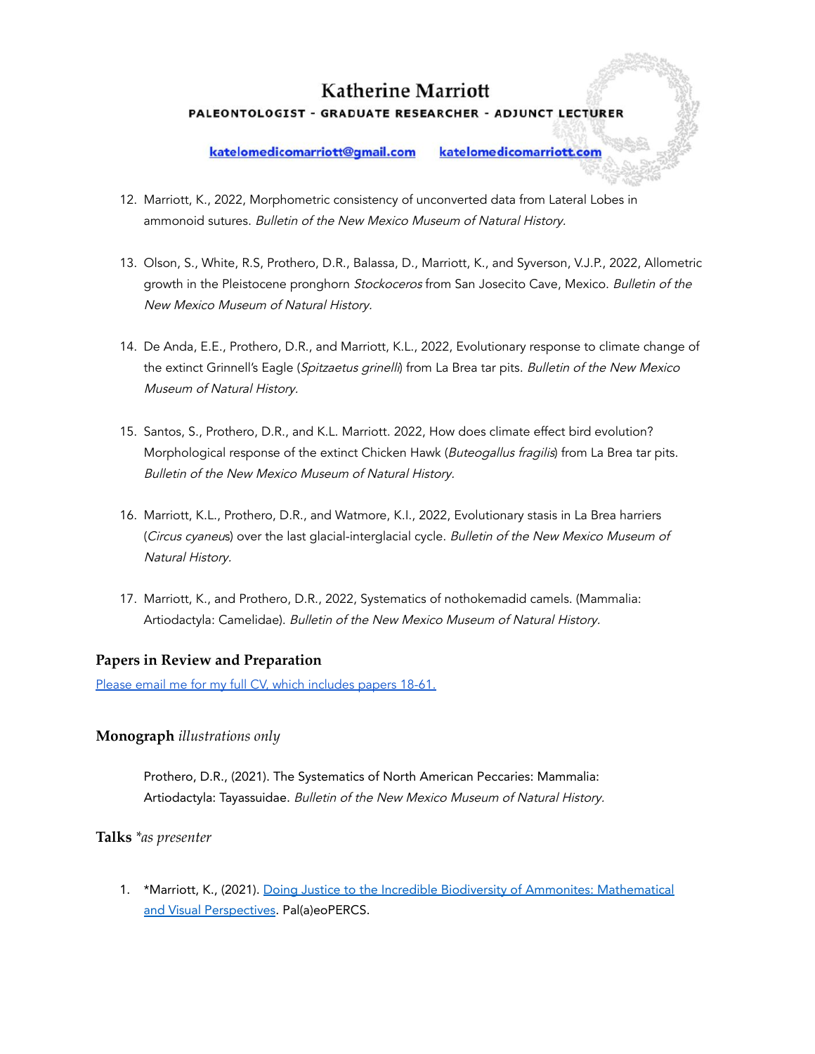12. Marriott, K., 2022, Morphometric consistency of unconverted data from Lateral Lobes in ammonoid sutures. *Bulletin of the New Mexico Museum of Natural History.*

13. Olson, S., White, R.S, Prothero, D.R., Balassa, D., Marriott, K., and Syverson, V.J.P., 2022, Allometric growth in the Pleistocene pronghorn *Stockoceros* from San Josecito Cave, Mexico. *Bulletin of the New Mexico Museum of Natural History.*

14. De Anda, E.E., Prothero, D.R., and Marriott, K.L., 2022, Evolutionary response to climate change of the extinct Grinnell's Eagle (*Spitzaetus grinelli*) from La Brea tar pits. *Bulletin of the New Mexico Museum of Natural History.*

15. Santos, S., Prothero, D.R., and K.L. Marriott. 2022, How does climate effect bird evolution? Morphological response of the extinct Chicken Hawk (*Buteogallus fragilis*) from La Brea tar pits. *Bulletin of the New Mexico Museum of Natural History.*

16. Marriott, K.L., Prothero, D.R., and Watmore, K.I., 2022, Evolutionary stasis in La Brea harriers (*Circus cyaneus*) over the last glacial-interglacial cycle. *Bulletin of the New Mexico Museum of Natural History.*

17. Marriott, K., and Prothero, D.R., 2022, Systematics of nothokemadid camels. (Mammalia: Artiodactyla: Camelidae). *Bulletin of the New Mexico Museum of Natural History.*

### Papers in Review and Preparation

[Please email me for my full CV, which includes papers 18-61.]

### Monograph *illustrations only*

Prothero, D.R., (2021). The Systematics of North American Peccaries: Mammalia: Artiodactyla: Tayassuidae. *Bulletin of the New Mexico Museum of Natural History.*

### Talks *\*as presenter*

1. *Marriott, K., (2021). [Doing Justice to the Incredible Biodiversity of Ammonites: Mathematical and Visual Perspectives]. Pal(a)eoPERCS.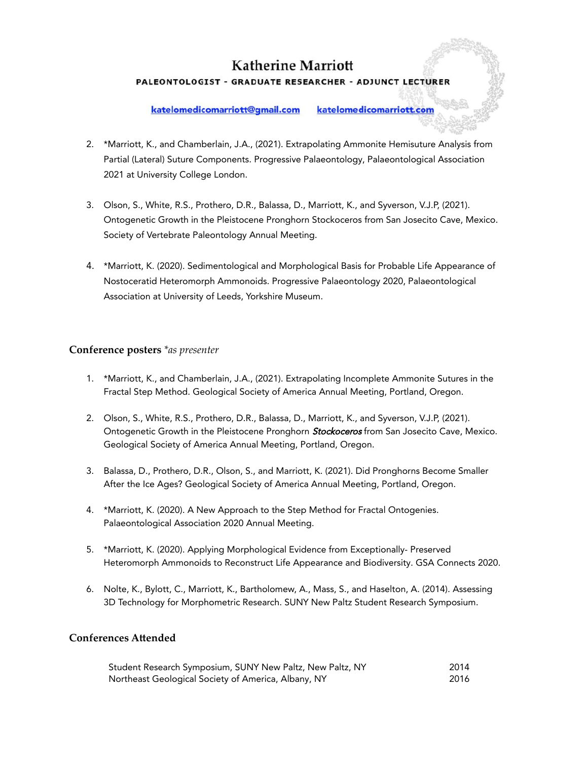2. *Marriott, K., and Chamberlain, J.A., (2021). Extrapolating Ammonite Hemisuture Analysis from Partial (Lateral) Suture Components. Progressive Palaeontology, Palaeontological Association 2021 at University College London.

3. Olson, S., White, R.S., Prothero, D.R., Balassa, D., Marriott, K., and Syverson, V.J.P, (2021). Ontogenetic Growth in the Pleistocene Pronghorn Stockoceros from San Josecito Cave, Mexico. Society of Vertebrate Paleontology Annual Meeting.

4. *Marriott, K. (2020). Sedimentological and Morphological Basis for Probable Life Appearance of Nostoceratid Heteromorph Ammonoids. Progressive Palaeontology 2020, Palaeontological Association at University of Leeds, Yorkshire Museum.

### Conference posters *\*as presenter*

1. *Marriott, K., and Chamberlain, J.A., (2021). Extrapolating Incomplete Ammonite Sutures in the Fractal Step Method. Geological Society of America Annual Meeting, Portland, Oregon.

2. Olson, S., White, R.S., Prothero, D.R., Balassa, D., Marriott, K., and Syverson, V.J.P, (2021). Ontogenetic Growth in the Pleistocene Pronghorn ***Stockoceros*** from San Josecito Cave, Mexico. Geological Society of America Annual Meeting, Portland, Oregon.

3. Balassa, D., Prothero, D.R., Olson, S., and Marriott, K. (2021). Did Pronghorns Become Smaller After the Ice Ages? Geological Society of America Annual Meeting, Portland, Oregon.

4. *Marriott, K. (2020). A New Approach to the Step Method for Fractal Ontogenies. Palaeontological Association 2020 Annual Meeting.

5. *Marriott, K. (2020). Applying Morphological Evidence from Exceptionally- Preserved Heteromorph Ammonoids to Reconstruct Life Appearance and Biodiversity. GSA Connects 2020.

6. Nolte, K., Bylott, C., Marriott, K., Bartholomew, A., Mass, S., and Haselton, A. (2014). Assessing 3D Technology for Morphometric Research. SUNY New Paltz Student Research Symposium.

### Conferences Attended

| | |
|---|---|
| Student Research Symposium, SUNY New Paltz, New Paltz, NY | 2014 |
| Northeast Geological Society of America, Albany, NY | 2016 |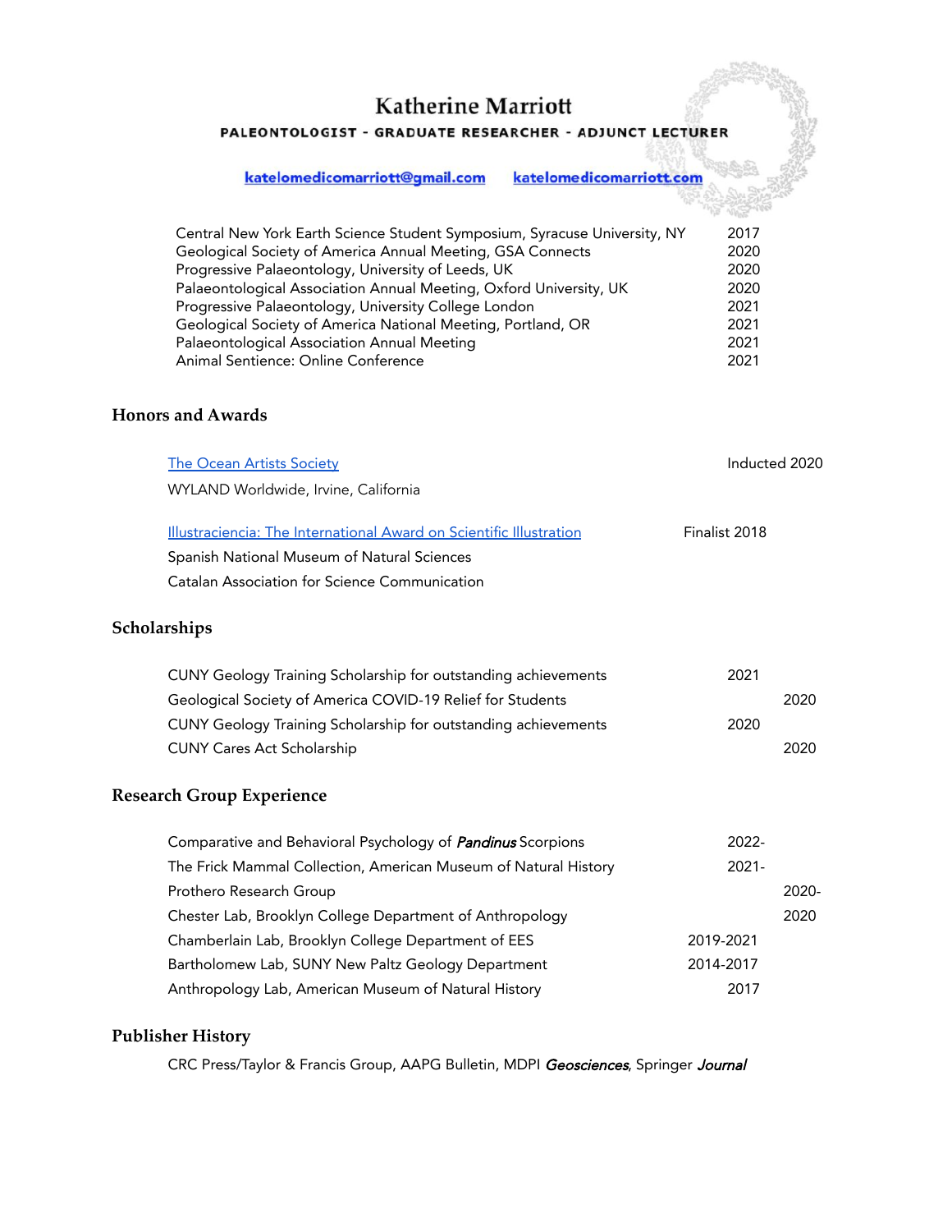| | |
|---|---|
| Central New York Earth Science Student Symposium, Syracuse University, NY | 2017 |
| Geological Society of America Annual Meeting, GSA Connects | 2020 |
| Progressive Palaeontology, University of Leeds, UK | 2020 |
| Palaeontological Association Annual Meeting, Oxford University, UK | 2020 |
| Progressive Palaeontology, University College London | 2021 |
| Geological Society of America National Meeting, Portland, OR | 2021 |
| Palaeontological Association Annual Meeting | 2021 |
| Animal Sentience: Online Conference | 2021 |

## Honors and Awards

The Ocean Artists Society — Inducted 2020
WYLAND Worldwide, Irvine, California

Illustraciencia: The International Award on Scientific Illustration — Finalist 2018
Spanish National Museum of Natural Sciences
Catalan Association for Science Communication

## Scholarships

| | |
|---|---|
| CUNY Geology Training Scholarship for outstanding achievements | 2021 |
| Geological Society of America COVID-19 Relief for Students | 2020 |
| CUNY Geology Training Scholarship for outstanding achievements | 2020 |
| CUNY Cares Act Scholarship | 2020 |

## Research Group Experience

| | |
|---|---|
| Comparative and Behavioral Psychology of *Pandinus* Scorpions | 2022- |
| The Frick Mammal Collection, American Museum of Natural History | 2021- |
| Prothero Research Group | 2020- |
| Chester Lab, Brooklyn College Department of Anthropology | 2020 |
| Chamberlain Lab, Brooklyn College Department of EES | 2019-2021 |
| Bartholomew Lab, SUNY New Paltz Geology Department | 2014-2017 |
| Anthropology Lab, American Museum of Natural History | 2017 |

## Publisher History

CRC Press/Taylor & Francis Group, AAPG Bulletin, MDPI *Geosciences*, Springer *Journal*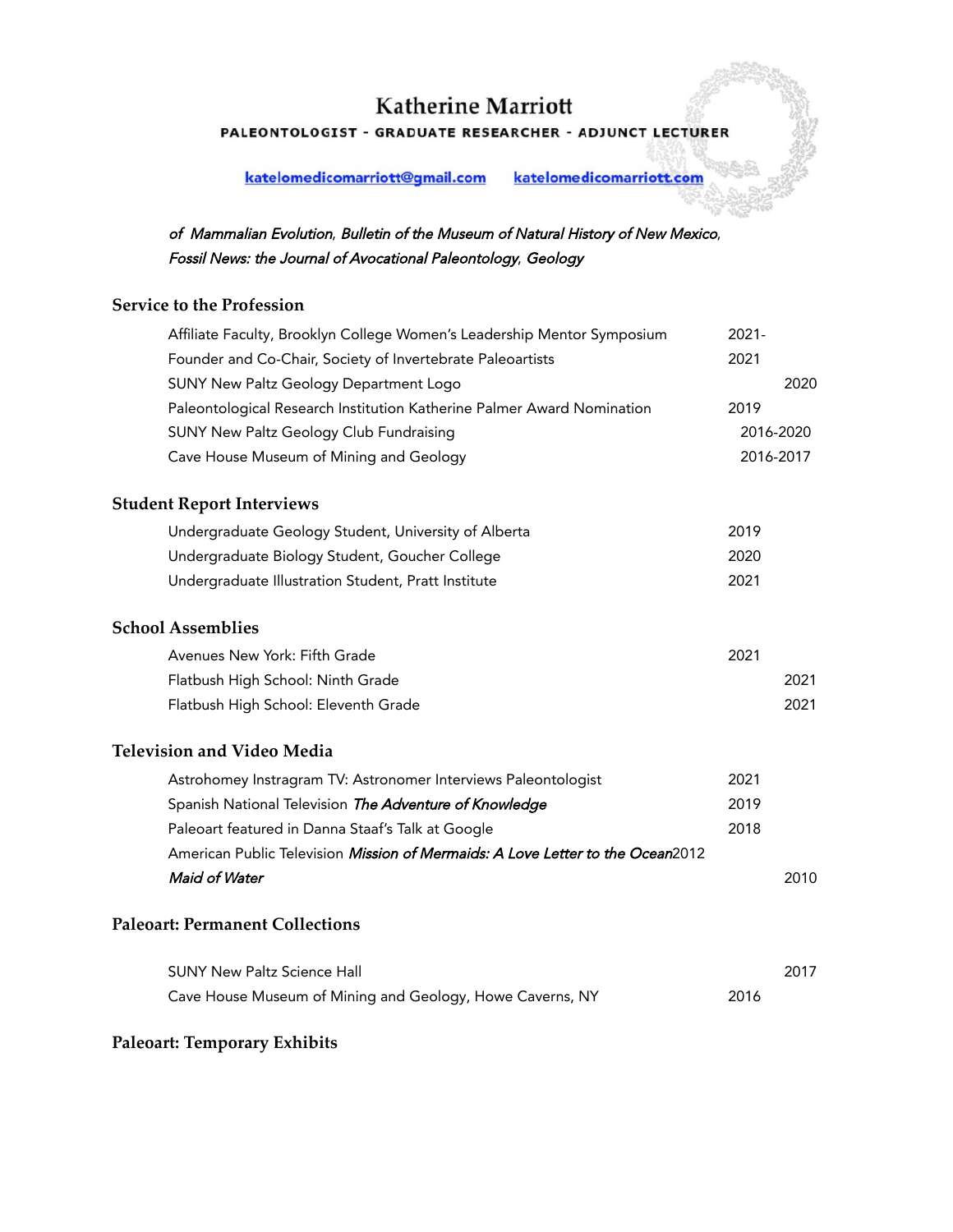# Katherine Marriott

**PALEONTOLOGIST - GRADUATE RESEARCHER - ADJUNCT LECTURER**

katelomedicomarriott@gmail.com  katelomedicomarriott.com

*of Mammalian Evolution, Bulletin of the Museum of Natural History of New Mexico, Fossil News: the Journal of Avocational Paleontology, Geology*

## Service to the Profession

| | |
|---|---|
| Affiliate Faculty, Brooklyn College Women's Leadership Mentor Symposium | 2021- |
| Founder and Co-Chair, Society of Invertebrate Paleoartists | 2021 |
| SUNY New Paltz Geology Department Logo | 2020 |
| Paleontological Research Institution Katherine Palmer Award Nomination | 2019 |
| SUNY New Paltz Geology Club Fundraising | 2016-2020 |
| Cave House Museum of Mining and Geology | 2016-2017 |

## Student Report Interviews

| | |
|---|---|
| Undergraduate Geology Student, University of Alberta | 2019 |
| Undergraduate Biology Student, Goucher College | 2020 |
| Undergraduate Illustration Student, Pratt Institute | 2021 |

## School Assemblies

| | |
|---|---|
| Avenues New York: Fifth Grade | 2021 |
| Flatbush High School: Ninth Grade | 2021 |
| Flatbush High School: Eleventh Grade | 2021 |

## Television and Video Media

| | |
|---|---|
| Astrohomey Instragram TV: Astronomer Interviews Paleontologist | 2021 |
| Spanish National Television *The Adventure of Knowledge* | 2019 |
| Paleoart featured in Danna Staaf's Talk at Google | 2018 |
| American Public Television *Mission of Mermaids: A Love Letter to the Ocean* | 2012 |
| *Maid of Water* | 2010 |

## Paleoart: Permanent Collections

| | |
|---|---|
| SUNY New Paltz Science Hall | 2017 |
| Cave House Museum of Mining and Geology, Howe Caverns, NY | 2016 |

## Paleoart: Temporary Exhibits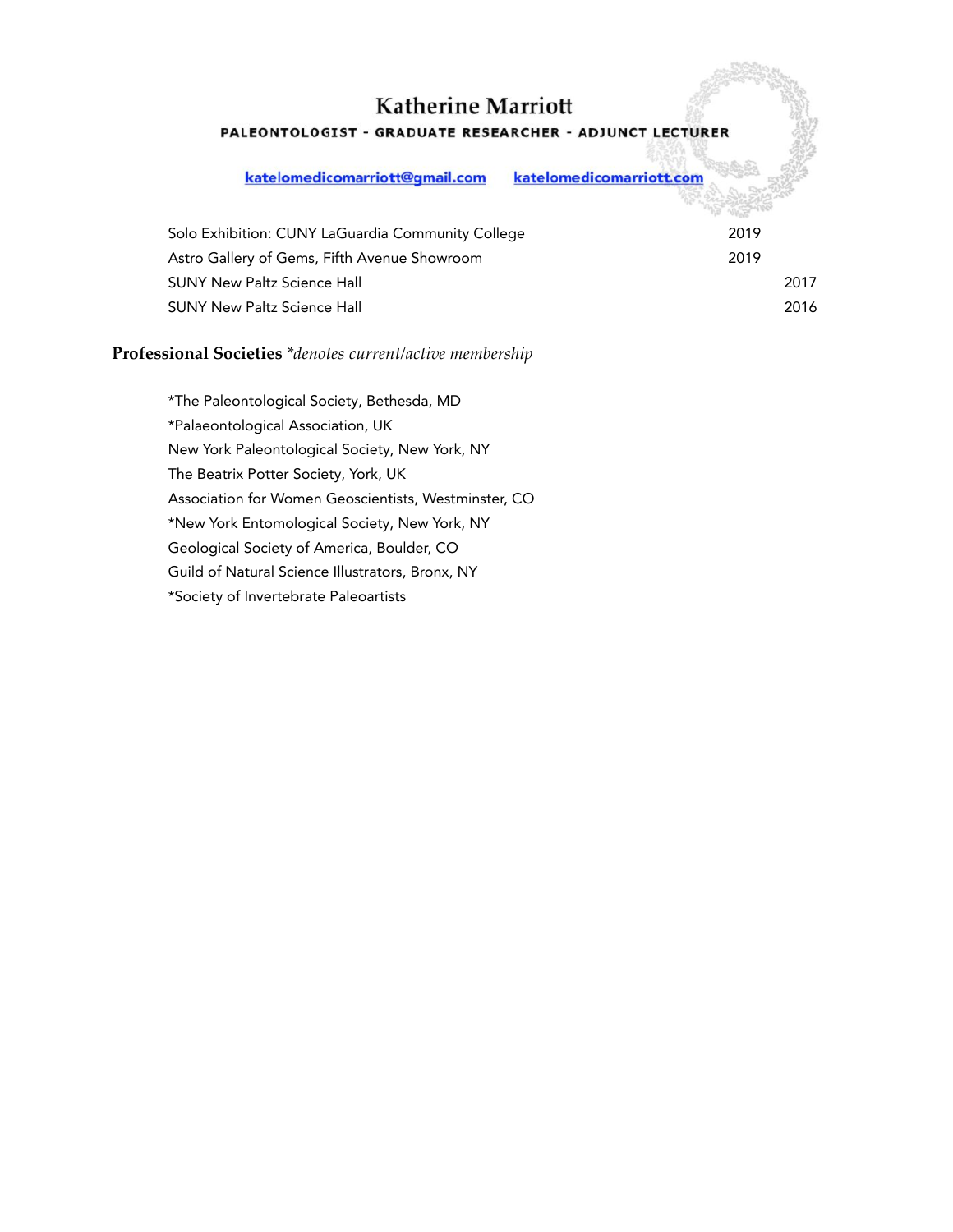# Katherine Marriott

**PALEONTOLOGIST - GRADUATE RESEARCHER - ADJUNCT LECTURER**

katelomedicomarriott@gmail.com    katelomedicomarriott.com

| | |
|---|---|
| Solo Exhibition: CUNY LaGuardia Community College | 2019 |
| Astro Gallery of Gems, Fifth Avenue Showroom | 2019 |
| SUNY New Paltz Science Hall | 2017 |
| SUNY New Paltz Science Hall | 2016 |

**Professional Societies** *\*denotes current/active membership*

*The Paleontological Society, Bethesda, MD  
*Palaeontological Association, UK  
New York Paleontological Society, New York, NY  
The Beatrix Potter Society, York, UK  
Association for Women Geoscientists, Westminster, CO  
*New York Entomological Society, New York, NY  
Geological Society of America, Boulder, CO  
Guild of Natural Science Illustrators, Bronx, NY  
*Society of Invertebrate Paleoartists